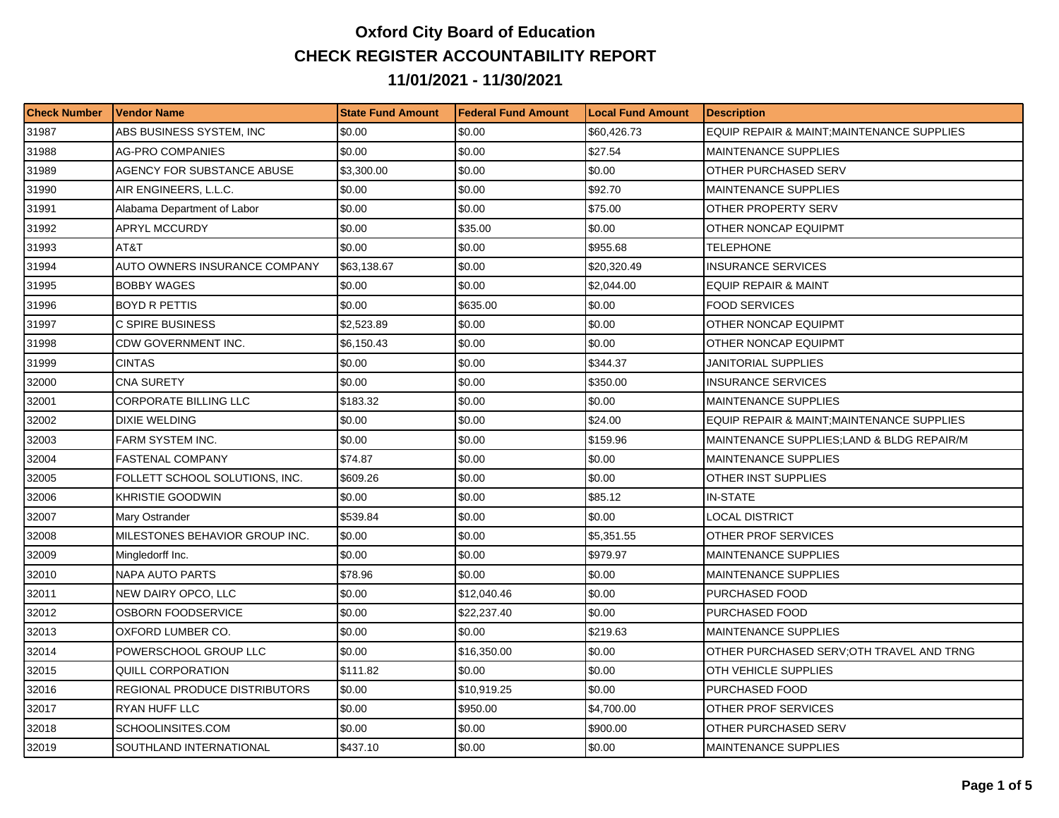# Oxford City Board of Education

## CHECK REGISTER ACCOUNTABILITY REPORT

## 11/01/2021 - 11/30/2021

| Check Number | Vendor Name | State Fund Amount | Federal Fund Amount | Local Fund Amount | Description |
|---|---|---|---|---|---|
| 31987 | ABS BUSINESS SYSTEM, INC | $0.00 | $0.00 | $60,426.73 | EQUIP REPAIR & MAINT;MAINTENANCE SUPPLIES |
| 31988 | AG-PRO COMPANIES | $0.00 | $0.00 | $27.54 | MAINTENANCE SUPPLIES |
| 31989 | AGENCY FOR SUBSTANCE ABUSE | $3,300.00 | $0.00 | $0.00 | OTHER PURCHASED SERV |
| 31990 | AIR ENGINEERS, L.L.C. | $0.00 | $0.00 | $92.70 | MAINTENANCE SUPPLIES |
| 31991 | Alabama Department of Labor | $0.00 | $0.00 | $75.00 | OTHER PROPERTY SERV |
| 31992 | APRYL MCCURDY | $0.00 | $35.00 | $0.00 | OTHER NONCAP EQUIPMT |
| 31993 | AT&T | $0.00 | $0.00 | $955.68 | TELEPHONE |
| 31994 | AUTO OWNERS INSURANCE COMPANY | $63,138.67 | $0.00 | $20,320.49 | INSURANCE SERVICES |
| 31995 | BOBBY WAGES | $0.00 | $0.00 | $2,044.00 | EQUIP REPAIR & MAINT |
| 31996 | BOYD R PETTIS | $0.00 | $635.00 | $0.00 | FOOD SERVICES |
| 31997 | C SPIRE BUSINESS | $2,523.89 | $0.00 | $0.00 | OTHER NONCAP EQUIPMT |
| 31998 | CDW GOVERNMENT INC. | $6,150.43 | $0.00 | $0.00 | OTHER NONCAP EQUIPMT |
| 31999 | CINTAS | $0.00 | $0.00 | $344.37 | JANITORIAL SUPPLIES |
| 32000 | CNA SURETY | $0.00 | $0.00 | $350.00 | INSURANCE SERVICES |
| 32001 | CORPORATE BILLING LLC | $183.32 | $0.00 | $0.00 | MAINTENANCE SUPPLIES |
| 32002 | DIXIE WELDING | $0.00 | $0.00 | $24.00 | EQUIP REPAIR & MAINT;MAINTENANCE SUPPLIES |
| 32003 | FARM SYSTEM INC. | $0.00 | $0.00 | $159.96 | MAINTENANCE SUPPLIES;LAND & BLDG REPAIR/M |
| 32004 | FASTENAL COMPANY | $74.87 | $0.00 | $0.00 | MAINTENANCE SUPPLIES |
| 32005 | FOLLETT SCHOOL SOLUTIONS, INC. | $609.26 | $0.00 | $0.00 | OTHER INST SUPPLIES |
| 32006 | KHRISTIE GOODWIN | $0.00 | $0.00 | $85.12 | IN-STATE |
| 32007 | Mary Ostrander | $539.84 | $0.00 | $0.00 | LOCAL DISTRICT |
| 32008 | MILESTONES BEHAVIOR GROUP INC. | $0.00 | $0.00 | $5,351.55 | OTHER PROF SERVICES |
| 32009 | Mingledorff Inc. | $0.00 | $0.00 | $979.97 | MAINTENANCE SUPPLIES |
| 32010 | NAPA AUTO PARTS | $78.96 | $0.00 | $0.00 | MAINTENANCE SUPPLIES |
| 32011 | NEW DAIRY OPCO, LLC | $0.00 | $12,040.46 | $0.00 | PURCHASED FOOD |
| 32012 | OSBORN FOODSERVICE | $0.00 | $22,237.40 | $0.00 | PURCHASED FOOD |
| 32013 | OXFORD LUMBER CO. | $0.00 | $0.00 | $219.63 | MAINTENANCE SUPPLIES |
| 32014 | POWERSCHOOL GROUP LLC | $0.00 | $16,350.00 | $0.00 | OTHER PURCHASED SERV;OTH TRAVEL AND TRNG |
| 32015 | QUILL CORPORATION | $111.82 | $0.00 | $0.00 | OTH VEHICLE SUPPLIES |
| 32016 | REGIONAL PRODUCE DISTRIBUTORS | $0.00 | $10,919.25 | $0.00 | PURCHASED FOOD |
| 32017 | RYAN HUFF LLC | $0.00 | $950.00 | $4,700.00 | OTHER PROF SERVICES |
| 32018 | SCHOOLINSITES.COM | $0.00 | $0.00 | $900.00 | OTHER PURCHASED SERV |
| 32019 | SOUTHLAND INTERNATIONAL | $437.10 | $0.00 | $0.00 | MAINTENANCE SUPPLIES |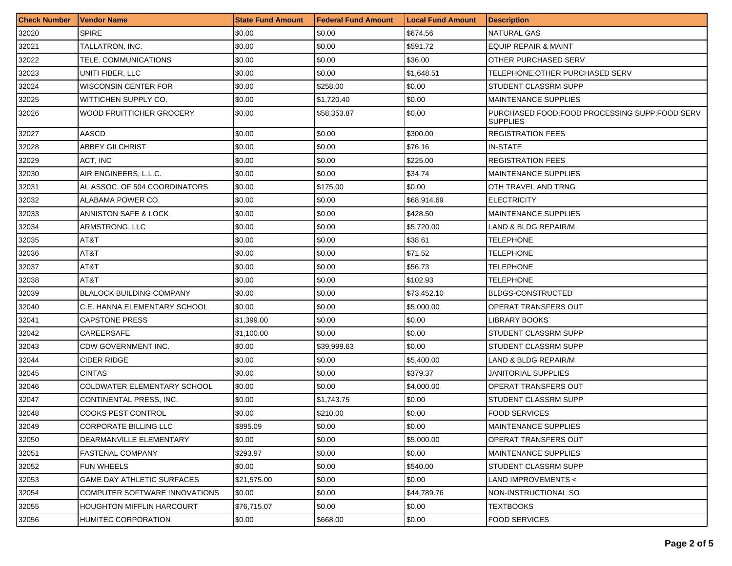| Check Number | Vendor Name | State Fund Amount | Federal Fund Amount | Local Fund Amount | Description |
|---|---|---|---|---|---|
| 32020 | SPIRE | $0.00 | $0.00 | $674.56 | NATURAL GAS |
| 32021 | TALLATRON, INC. | $0.00 | $0.00 | $591.72 | EQUIP REPAIR & MAINT |
| 32022 | TELE. COMMUNICATIONS | $0.00 | $0.00 | $36.00 | OTHER PURCHASED SERV |
| 32023 | UNITI FIBER, LLC | $0.00 | $0.00 | $1,648.51 | TELEPHONE;OTHER PURCHASED SERV |
| 32024 | WISCONSIN CENTER FOR | $0.00 | $258.00 | $0.00 | STUDENT CLASSRM SUPP |
| 32025 | WITTICHEN SUPPLY CO. | $0.00 | $1,720.40 | $0.00 | MAINTENANCE SUPPLIES |
| 32026 | WOOD FRUITTICHER GROCERY | $0.00 | $58,353.87 | $0.00 | PURCHASED FOOD;FOOD PROCESSING SUPP;FOOD SERV SUPPLIES |
| 32027 | AASCD | $0.00 | $0.00 | $300.00 | REGISTRATION FEES |
| 32028 | ABBEY GILCHRIST | $0.00 | $0.00 | $76.16 | IN-STATE |
| 32029 | ACT, INC | $0.00 | $0.00 | $225.00 | REGISTRATION FEES |
| 32030 | AIR ENGINEERS, L.L.C. | $0.00 | $0.00 | $34.74 | MAINTENANCE SUPPLIES |
| 32031 | AL ASSOC. OF 504 COORDINATORS | $0.00 | $175.00 | $0.00 | OTH TRAVEL AND TRNG |
| 32032 | ALABAMA POWER CO. | $0.00 | $0.00 | $68,914.69 | ELECTRICITY |
| 32033 | ANNISTON SAFE & LOCK | $0.00 | $0.00 | $428.50 | MAINTENANCE SUPPLIES |
| 32034 | ARMSTRONG, LLC | $0.00 | $0.00 | $5,720.00 | LAND & BLDG REPAIR/M |
| 32035 | AT&T | $0.00 | $0.00 | $38.61 | TELEPHONE |
| 32036 | AT&T | $0.00 | $0.00 | $71.52 | TELEPHONE |
| 32037 | AT&T | $0.00 | $0.00 | $56.73 | TELEPHONE |
| 32038 | AT&T | $0.00 | $0.00 | $102.93 | TELEPHONE |
| 32039 | BLALOCK BUILDING COMPANY | $0.00 | $0.00 | $73,452.10 | BLDGS-CONSTRUCTED |
| 32040 | C.E. HANNA ELEMENTARY SCHOOL | $0.00 | $0.00 | $5,000.00 | OPERAT TRANSFERS OUT |
| 32041 | CAPSTONE PRESS | $1,399.00 | $0.00 | $0.00 | LIBRARY BOOKS |
| 32042 | CAREERSAFE | $1,100.00 | $0.00 | $0.00 | STUDENT CLASSRM SUPP |
| 32043 | CDW GOVERNMENT INC. | $0.00 | $39,999.63 | $0.00 | STUDENT CLASSRM SUPP |
| 32044 | CIDER RIDGE | $0.00 | $0.00 | $5,400.00 | LAND & BLDG REPAIR/M |
| 32045 | CINTAS | $0.00 | $0.00 | $379.37 | JANITORIAL SUPPLIES |
| 32046 | COLDWATER ELEMENTARY SCHOOL | $0.00 | $0.00 | $4,000.00 | OPERAT TRANSFERS OUT |
| 32047 | CONTINENTAL PRESS, INC. | $0.00 | $1,743.75 | $0.00 | STUDENT CLASSRM SUPP |
| 32048 | COOKS PEST CONTROL | $0.00 | $210.00 | $0.00 | FOOD SERVICES |
| 32049 | CORPORATE BILLING LLC | $895.09 | $0.00 | $0.00 | MAINTENANCE SUPPLIES |
| 32050 | DEARMANVILLE ELEMENTARY | $0.00 | $0.00 | $5,000.00 | OPERAT TRANSFERS OUT |
| 32051 | FASTENAL COMPANY | $293.97 | $0.00 | $0.00 | MAINTENANCE SUPPLIES |
| 32052 | FUN WHEELS | $0.00 | $0.00 | $540.00 | STUDENT CLASSRM SUPP |
| 32053 | GAME DAY ATHLETIC SURFACES | $21,575.00 | $0.00 | $0.00 | LAND IMPROVEMENTS < |
| 32054 | COMPUTER SOFTWARE INNOVATIONS | $0.00 | $0.00 | $44,789.76 | NON-INSTRUCTIONAL SO |
| 32055 | HOUGHTON MIFFLIN HARCOURT | $76,715.07 | $0.00 | $0.00 | TEXTBOOKS |
| 32056 | HUMITEC CORPORATION | $0.00 | $668.00 | $0.00 | FOOD SERVICES |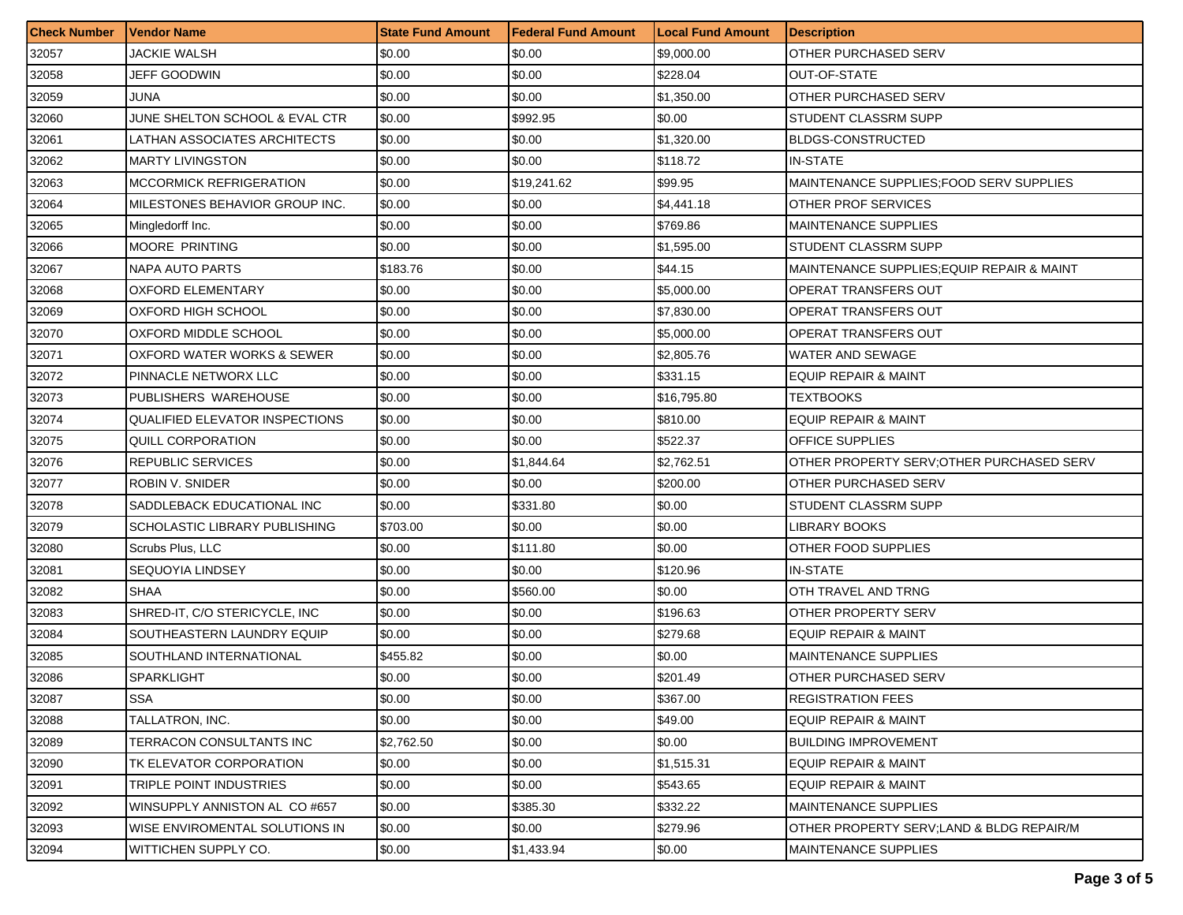| Check Number | Vendor Name | State Fund Amount | Federal Fund Amount | Local Fund Amount | Description |
|---|---|---|---|---|---|
| 32057 | JACKIE WALSH | $0.00 | $0.00 | $9,000.00 | OTHER PURCHASED SERV |
| 32058 | JEFF GOODWIN | $0.00 | $0.00 | $228.04 | OUT-OF-STATE |
| 32059 | JUNA | $0.00 | $0.00 | $1,350.00 | OTHER PURCHASED SERV |
| 32060 | JUNE SHELTON SCHOOL & EVAL CTR | $0.00 | $992.95 | $0.00 | STUDENT CLASSRM SUPP |
| 32061 | LATHAN ASSOCIATES ARCHITECTS | $0.00 | $0.00 | $1,320.00 | BLDGS-CONSTRUCTED |
| 32062 | MARTY LIVINGSTON | $0.00 | $0.00 | $118.72 | IN-STATE |
| 32063 | MCCORMICK REFRIGERATION | $0.00 | $19,241.62 | $99.95 | MAINTENANCE SUPPLIES;FOOD SERV SUPPLIES |
| 32064 | MILESTONES BEHAVIOR GROUP INC. | $0.00 | $0.00 | $4,441.18 | OTHER PROF SERVICES |
| 32065 | Mingledorff Inc. | $0.00 | $0.00 | $769.86 | MAINTENANCE SUPPLIES |
| 32066 | MOORE PRINTING | $0.00 | $0.00 | $1,595.00 | STUDENT CLASSRM SUPP |
| 32067 | NAPA AUTO PARTS | $183.76 | $0.00 | $44.15 | MAINTENANCE SUPPLIES;EQUIP REPAIR & MAINT |
| 32068 | OXFORD ELEMENTARY | $0.00 | $0.00 | $5,000.00 | OPERAT TRANSFERS OUT |
| 32069 | OXFORD HIGH SCHOOL | $0.00 | $0.00 | $7,830.00 | OPERAT TRANSFERS OUT |
| 32070 | OXFORD MIDDLE SCHOOL | $0.00 | $0.00 | $5,000.00 | OPERAT TRANSFERS OUT |
| 32071 | OXFORD WATER WORKS & SEWER | $0.00 | $0.00 | $2,805.76 | WATER AND SEWAGE |
| 32072 | PINNACLE NETWORX LLC | $0.00 | $0.00 | $331.15 | EQUIP REPAIR & MAINT |
| 32073 | PUBLISHERS WAREHOUSE | $0.00 | $0.00 | $16,795.80 | TEXTBOOKS |
| 32074 | QUALIFIED ELEVATOR INSPECTIONS | $0.00 | $0.00 | $810.00 | EQUIP REPAIR & MAINT |
| 32075 | QUILL CORPORATION | $0.00 | $0.00 | $522.37 | OFFICE SUPPLIES |
| 32076 | REPUBLIC SERVICES | $0.00 | $1,844.64 | $2,762.51 | OTHER PROPERTY SERV;OTHER PURCHASED SERV |
| 32077 | ROBIN V. SNIDER | $0.00 | $0.00 | $200.00 | OTHER PURCHASED SERV |
| 32078 | SADDLEBACK EDUCATIONAL INC | $0.00 | $331.80 | $0.00 | STUDENT CLASSRM SUPP |
| 32079 | SCHOLASTIC LIBRARY PUBLISHING | $703.00 | $0.00 | $0.00 | LIBRARY BOOKS |
| 32080 | Scrubs Plus, LLC | $0.00 | $111.80 | $0.00 | OTHER FOOD SUPPLIES |
| 32081 | SEQUOYIA LINDSEY | $0.00 | $0.00 | $120.96 | IN-STATE |
| 32082 | SHAA | $0.00 | $560.00 | $0.00 | OTH TRAVEL AND TRNG |
| 32083 | SHRED-IT, C/O STERICYCLE, INC | $0.00 | $0.00 | $196.63 | OTHER PROPERTY SERV |
| 32084 | SOUTHEASTERN LAUNDRY EQUIP | $0.00 | $0.00 | $279.68 | EQUIP REPAIR & MAINT |
| 32085 | SOUTHLAND INTERNATIONAL | $455.82 | $0.00 | $0.00 | MAINTENANCE SUPPLIES |
| 32086 | SPARKLIGHT | $0.00 | $0.00 | $201.49 | OTHER PURCHASED SERV |
| 32087 | SSA | $0.00 | $0.00 | $367.00 | REGISTRATION FEES |
| 32088 | TALLATRON, INC. | $0.00 | $0.00 | $49.00 | EQUIP REPAIR & MAINT |
| 32089 | TERRACON CONSULTANTS INC | $2,762.50 | $0.00 | $0.00 | BUILDING IMPROVEMENT |
| 32090 | TK ELEVATOR CORPORATION | $0.00 | $0.00 | $1,515.31 | EQUIP REPAIR & MAINT |
| 32091 | TRIPLE POINT INDUSTRIES | $0.00 | $0.00 | $543.65 | EQUIP REPAIR & MAINT |
| 32092 | WINSUPPLY ANNISTON AL CO #657 | $0.00 | $385.30 | $332.22 | MAINTENANCE SUPPLIES |
| 32093 | WISE ENVIROMENTAL SOLUTIONS IN | $0.00 | $0.00 | $279.96 | OTHER PROPERTY SERV;LAND & BLDG REPAIR/M |
| 32094 | WITTICHEN SUPPLY CO. | $0.00 | $1,433.94 | $0.00 | MAINTENANCE SUPPLIES |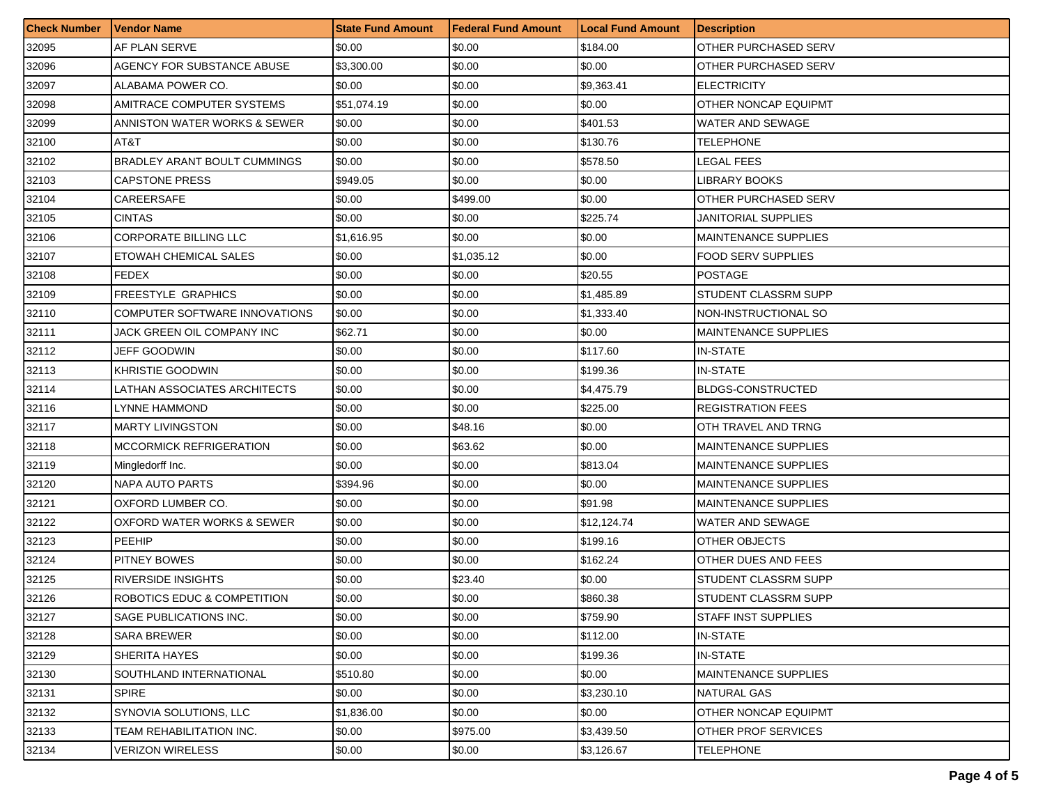| Check Number | Vendor Name | State Fund Amount | Federal Fund Amount | Local Fund Amount | Description |
| --- | --- | --- | --- | --- | --- |
| 32095 | AF PLAN SERVE | $0.00 | $0.00 | $184.00 | OTHER PURCHASED SERV |
| 32096 | AGENCY FOR SUBSTANCE ABUSE | $3,300.00 | $0.00 | $0.00 | OTHER PURCHASED SERV |
| 32097 | ALABAMA POWER CO. | $0.00 | $0.00 | $9,363.41 | ELECTRICITY |
| 32098 | AMITRACE COMPUTER SYSTEMS | $51,074.19 | $0.00 | $0.00 | OTHER NONCAP EQUIPMT |
| 32099 | ANNISTON WATER WORKS & SEWER | $0.00 | $0.00 | $401.53 | WATER AND SEWAGE |
| 32100 | AT&T | $0.00 | $0.00 | $130.76 | TELEPHONE |
| 32102 | BRADLEY ARANT BOULT CUMMINGS | $0.00 | $0.00 | $578.50 | LEGAL FEES |
| 32103 | CAPSTONE PRESS | $949.05 | $0.00 | $0.00 | LIBRARY BOOKS |
| 32104 | CAREERSAFE | $0.00 | $499.00 | $0.00 | OTHER PURCHASED SERV |
| 32105 | CINTAS | $0.00 | $0.00 | $225.74 | JANITORIAL SUPPLIES |
| 32106 | CORPORATE BILLING LLC | $1,616.95 | $0.00 | $0.00 | MAINTENANCE SUPPLIES |
| 32107 | ETOWAH CHEMICAL SALES | $0.00 | $1,035.12 | $0.00 | FOOD SERV SUPPLIES |
| 32108 | FEDEX | $0.00 | $0.00 | $20.55 | POSTAGE |
| 32109 | FREESTYLE GRAPHICS | $0.00 | $0.00 | $1,485.89 | STUDENT CLASSRM SUPP |
| 32110 | COMPUTER SOFTWARE INNOVATIONS | $0.00 | $0.00 | $1,333.40 | NON-INSTRUCTIONAL SO |
| 32111 | JACK GREEN OIL COMPANY INC | $62.71 | $0.00 | $0.00 | MAINTENANCE SUPPLIES |
| 32112 | JEFF GOODWIN | $0.00 | $0.00 | $117.60 | IN-STATE |
| 32113 | KHRISTIE GOODWIN | $0.00 | $0.00 | $199.36 | IN-STATE |
| 32114 | LATHAN ASSOCIATES ARCHITECTS | $0.00 | $0.00 | $4,475.79 | BLDGS-CONSTRUCTED |
| 32116 | LYNNE HAMMOND | $0.00 | $0.00 | $225.00 | REGISTRATION FEES |
| 32117 | MARTY LIVINGSTON | $0.00 | $48.16 | $0.00 | OTH TRAVEL AND TRNG |
| 32118 | MCCORMICK REFRIGERATION | $0.00 | $63.62 | $0.00 | MAINTENANCE SUPPLIES |
| 32119 | Mingledorff Inc. | $0.00 | $0.00 | $813.04 | MAINTENANCE SUPPLIES |
| 32120 | NAPA AUTO PARTS | $394.96 | $0.00 | $0.00 | MAINTENANCE SUPPLIES |
| 32121 | OXFORD LUMBER CO. | $0.00 | $0.00 | $91.98 | MAINTENANCE SUPPLIES |
| 32122 | OXFORD WATER WORKS & SEWER | $0.00 | $0.00 | $12,124.74 | WATER AND SEWAGE |
| 32123 | PEEHIP | $0.00 | $0.00 | $199.16 | OTHER OBJECTS |
| 32124 | PITNEY BOWES | $0.00 | $0.00 | $162.24 | OTHER DUES AND FEES |
| 32125 | RIVERSIDE INSIGHTS | $0.00 | $23.40 | $0.00 | STUDENT CLASSRM SUPP |
| 32126 | ROBOTICS EDUC & COMPETITION | $0.00 | $0.00 | $860.38 | STUDENT CLASSRM SUPP |
| 32127 | SAGE PUBLICATIONS INC. | $0.00 | $0.00 | $759.90 | STAFF INST SUPPLIES |
| 32128 | SARA BREWER | $0.00 | $0.00 | $112.00 | IN-STATE |
| 32129 | SHERITA HAYES | $0.00 | $0.00 | $199.36 | IN-STATE |
| 32130 | SOUTHLAND INTERNATIONAL | $510.80 | $0.00 | $0.00 | MAINTENANCE SUPPLIES |
| 32131 | SPIRE | $0.00 | $0.00 | $3,230.10 | NATURAL GAS |
| 32132 | SYNOVIA SOLUTIONS, LLC | $1,836.00 | $0.00 | $0.00 | OTHER NONCAP EQUIPMT |
| 32133 | TEAM REHABILITATION INC. | $0.00 | $975.00 | $3,439.50 | OTHER PROF SERVICES |
| 32134 | VERIZON WIRELESS | $0.00 | $0.00 | $3,126.67 | TELEPHONE |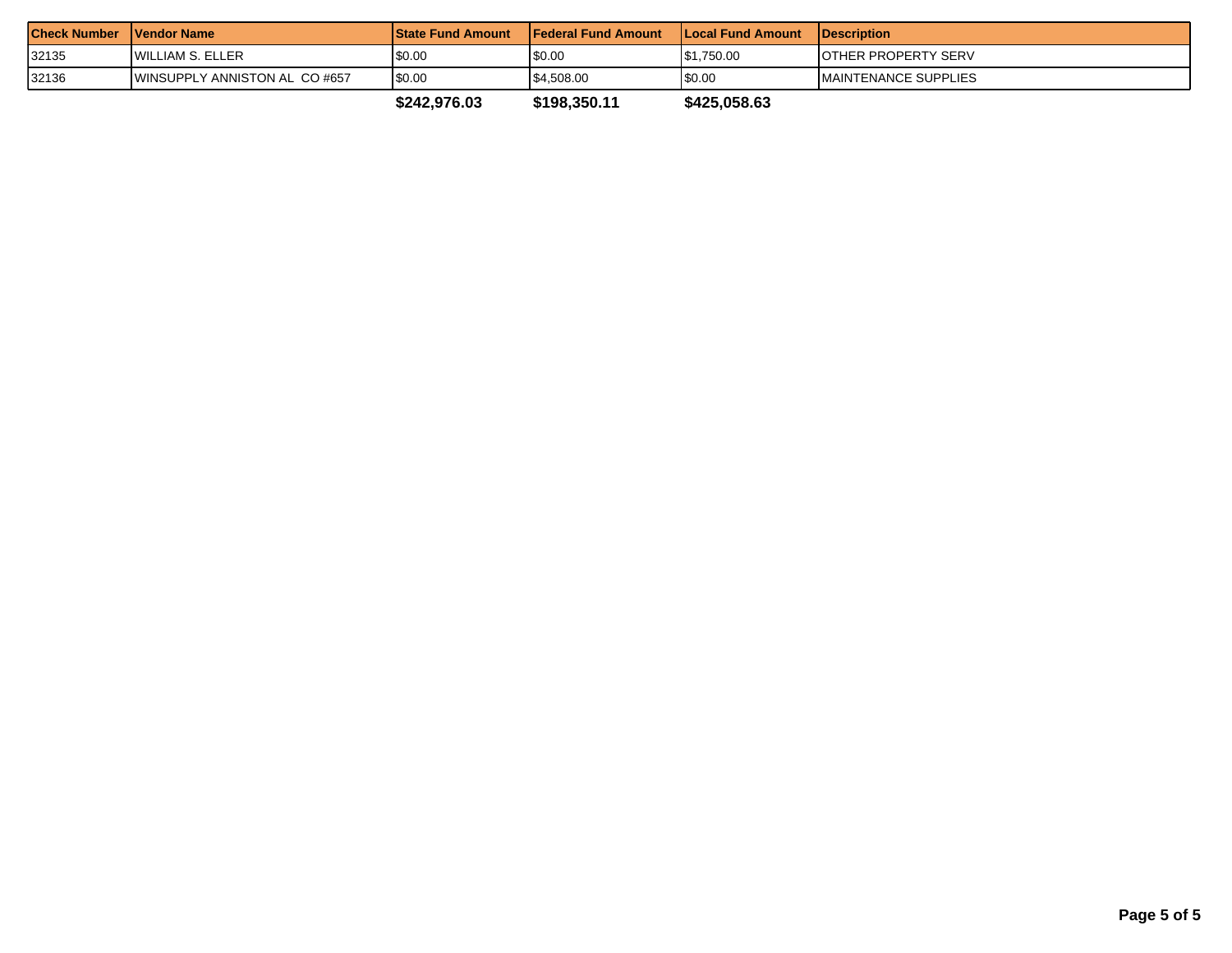| Check Number | Vendor Name | State Fund Amount | Federal Fund Amount | Local Fund Amount | Description |
|---|---|---|---|---|---|
| 32135 | WILLIAM S. ELLER | $0.00 | $0.00 | $1,750.00 | OTHER PROPERTY SERV |
| 32136 | WINSUPPLY ANNISTON AL CO #657 | $0.00 | $4,508.00 | $0.00 | MAINTENANCE SUPPLIES |
| | | **$242,976.03** | **$198,350.11** | **$425,058.63** | |